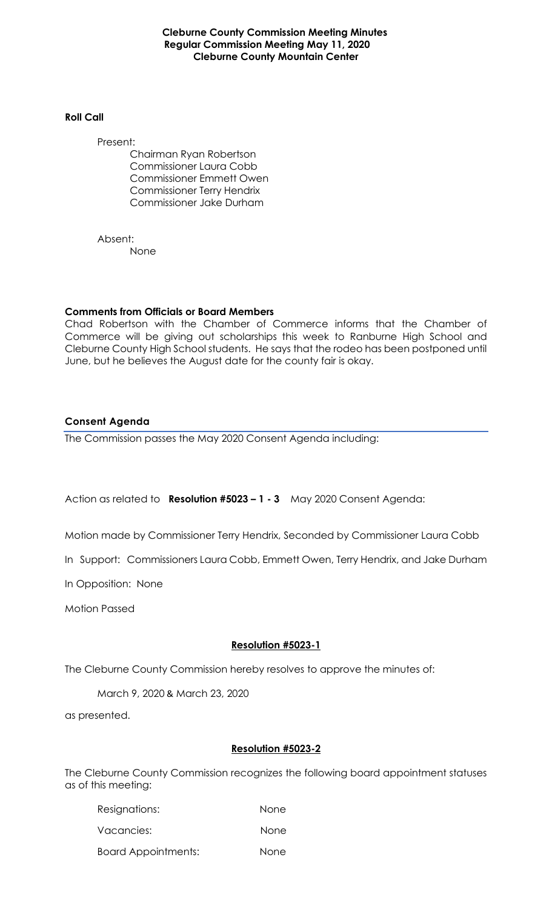**Cleburne County Commission Meeting Minutes**
**Regular Commission Meeting May 11, 2020**
**Cleburne County Mountain Center**

**Roll Call**

Present:

Chairman Ryan Robertson
Commissioner Laura Cobb
Commissioner Emmett Owen
Commissioner Terry Hendrix
Commissioner Jake Durham

Absent:

None

**Comments from Officials or Board Members**

Chad Robertson with the Chamber of Commerce informs that the Chamber of Commerce will be giving out scholarships this week to Ranburne High School and Cleburne County High School students. He says that the rodeo has been postponed until June, but he believes the August date for the county fair is okay.

**Consent Agenda**

The Commission passes the May 2020 Consent Agenda including:

Action as related to **Resolution #5023 – 1 - 3** May 2020 Consent Agenda:

Motion made by Commissioner Terry Hendrix, Seconded by Commissioner Laura Cobb

In Support: Commissioners Laura Cobb, Emmett Owen, Terry Hendrix, and Jake Durham

In Opposition: None

Motion Passed

**Resolution #5023-1**

The Cleburne County Commission hereby resolves to approve the minutes of:

March 9, 2020 & March 23, 2020

as presented.

**Resolution #5023-2**

The Cleburne County Commission recognizes the following board appointment statuses as of this meeting:

| | |
|---|---|
| Resignations: | None |
| Vacancies: | None |
| Board Appointments: | None |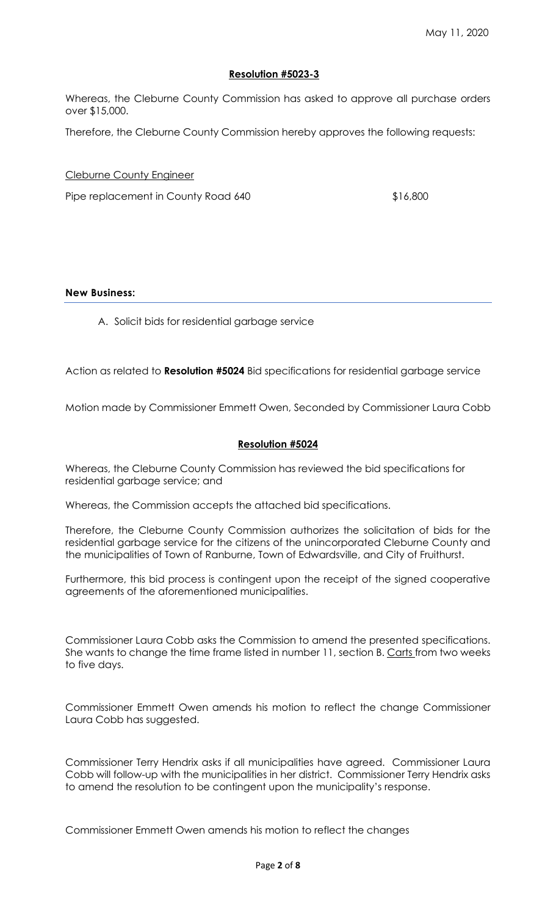May 11, 2020

**Resolution #5023-3**

Whereas, the Cleburne County Commission has asked to approve all purchase orders over $15,000.

Therefore, the Cleburne County Commission hereby approves the following requests:

Cleburne County Engineer

Pipe replacement in County Road 640 $16,800

**New Business:**

A. Solicit bids for residential garbage service

Action as related to **Resolution #5024** Bid specifications for residential garbage service

Motion made by Commissioner Emmett Owen, Seconded by Commissioner Laura Cobb

**Resolution #5024**

Whereas, the Cleburne County Commission has reviewed the bid specifications for residential garbage service; and

Whereas, the Commission accepts the attached bid specifications.

Therefore, the Cleburne County Commission authorizes the solicitation of bids for the residential garbage service for the citizens of the unincorporated Cleburne County and the municipalities of Town of Ranburne, Town of Edwardsville, and City of Fruithurst.

Furthermore, this bid process is contingent upon the receipt of the signed cooperative agreements of the aforementioned municipalities.

Commissioner Laura Cobb asks the Commission to amend the presented specifications. She wants to change the time frame listed in number 11, section B. Carts from two weeks to five days.

Commissioner Emmett Owen amends his motion to reflect the change Commissioner Laura Cobb has suggested.

Commissioner Terry Hendrix asks if all municipalities have agreed. Commissioner Laura Cobb will follow-up with the municipalities in her district. Commissioner Terry Hendrix asks to amend the resolution to be contingent upon the municipality's response.

Commissioner Emmett Owen amends his motion to reflect the changes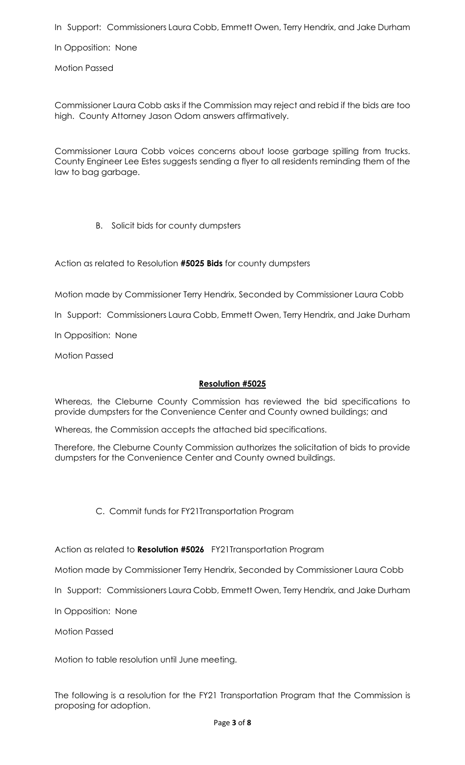In Support: Commissioners Laura Cobb, Emmett Owen, Terry Hendrix, and Jake Durham

In Opposition: None

Motion Passed

Commissioner Laura Cobb asks if the Commission may reject and rebid if the bids are too high. County Attorney Jason Odom answers affirmatively.

Commissioner Laura Cobb voices concerns about loose garbage spilling from trucks. County Engineer Lee Estes suggests sending a flyer to all residents reminding them of the law to bag garbage.

B. Solicit bids for county dumpsters

Action as related to Resolution **#5025 Bids** for county dumpsters

Motion made by Commissioner Terry Hendrix, Seconded by Commissioner Laura Cobb

In Support: Commissioners Laura Cobb, Emmett Owen, Terry Hendrix, and Jake Durham

In Opposition: None

Motion Passed

**Resolution #5025**

Whereas, the Cleburne County Commission has reviewed the bid specifications to provide dumpsters for the Convenience Center and County owned buildings; and

Whereas, the Commission accepts the attached bid specifications.

Therefore, the Cleburne County Commission authorizes the solicitation of bids to provide dumpsters for the Convenience Center and County owned buildings.

C. Commit funds for FY21Transportation Program

Action as related to **Resolution #5026** FY21Transportation Program

Motion made by Commissioner Terry Hendrix, Seconded by Commissioner Laura Cobb

In Support: Commissioners Laura Cobb, Emmett Owen, Terry Hendrix, and Jake Durham

In Opposition: None

Motion Passed

Motion to table resolution until June meeting.

The following is a resolution for the FY21 Transportation Program that the Commission is proposing for adoption.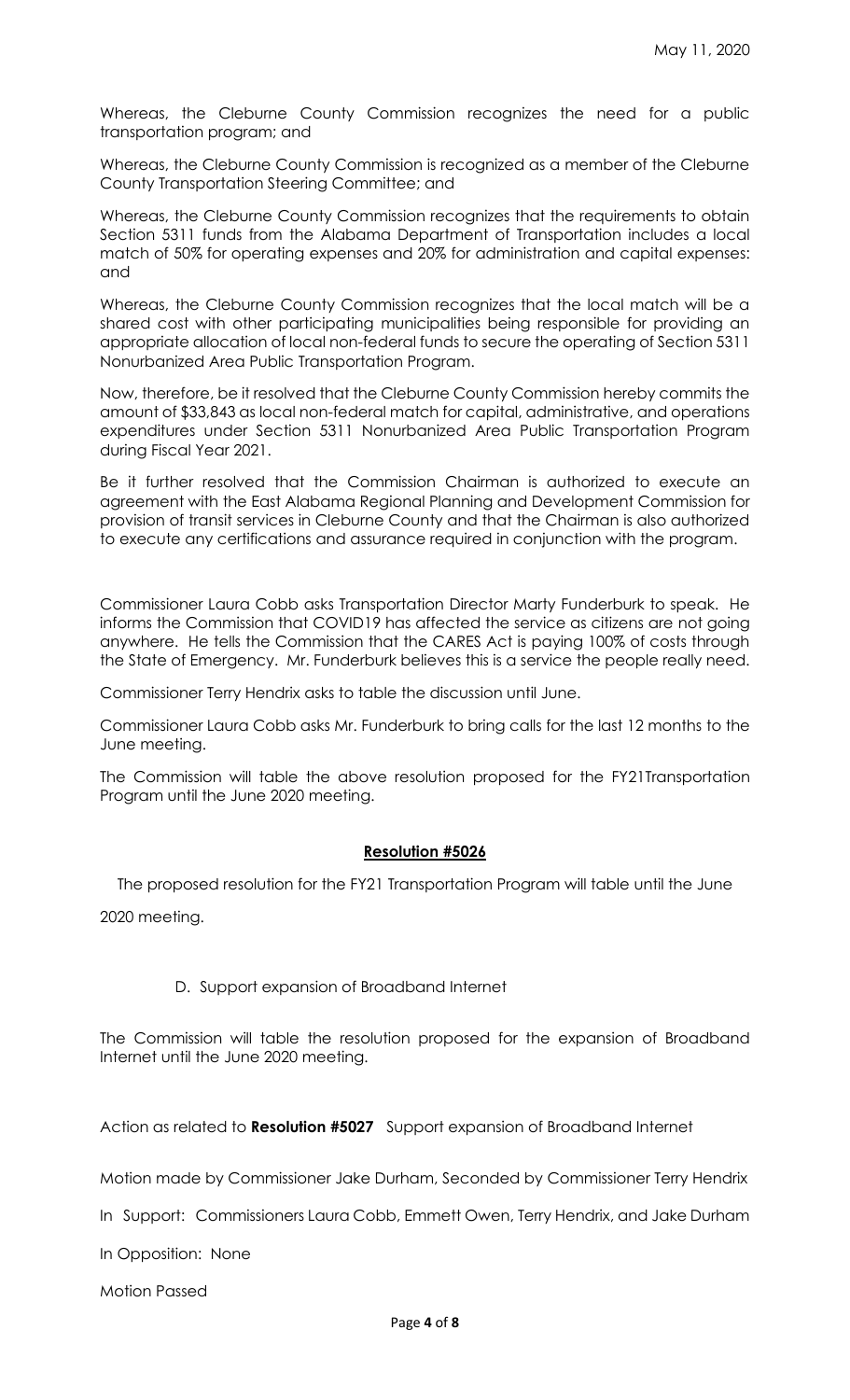May 11, 2020

Whereas, the Cleburne County Commission recognizes the need for a public transportation program; and

Whereas, the Cleburne County Commission is recognized as a member of the Cleburne County Transportation Steering Committee; and

Whereas, the Cleburne County Commission recognizes that the requirements to obtain Section 5311 funds from the Alabama Department of Transportation includes a local match of 50% for operating expenses and 20% for administration and capital expenses: and

Whereas, the Cleburne County Commission recognizes that the local match will be a shared cost with other participating municipalities being responsible for providing an appropriate allocation of local non-federal funds to secure the operating of Section 5311 Nonurbanized Area Public Transportation Program.

Now, therefore, be it resolved that the Cleburne County Commission hereby commits the amount of $33,843 as local non-federal match for capital, administrative, and operations expenditures under Section 5311 Nonurbanized Area Public Transportation Program during Fiscal Year 2021.

Be it further resolved that the Commission Chairman is authorized to execute an agreement with the East Alabama Regional Planning and Development Commission for provision of transit services in Cleburne County and that the Chairman is also authorized to execute any certifications and assurance required in conjunction with the program.

Commissioner Laura Cobb asks Transportation Director Marty Funderburk to speak. He informs the Commission that COVID19 has affected the service as citizens are not going anywhere. He tells the Commission that the CARES Act is paying 100% of costs through the State of Emergency. Mr. Funderburk believes this is a service the people really need.

Commissioner Terry Hendrix asks to table the discussion until June.

Commissioner Laura Cobb asks Mr. Funderburk to bring calls for the last 12 months to the June meeting.

The Commission will table the above resolution proposed for the FY21Transportation Program until the June 2020 meeting.

**Resolution #5026**

The proposed resolution for the FY21 Transportation Program will table until the June 2020 meeting.

D. Support expansion of Broadband Internet

The Commission will table the resolution proposed for the expansion of Broadband Internet until the June 2020 meeting.

Action as related to **Resolution #5027** Support expansion of Broadband Internet

Motion made by Commissioner Jake Durham, Seconded by Commissioner Terry Hendrix

In Support: Commissioners Laura Cobb, Emmett Owen, Terry Hendrix, and Jake Durham

In Opposition: None

Motion Passed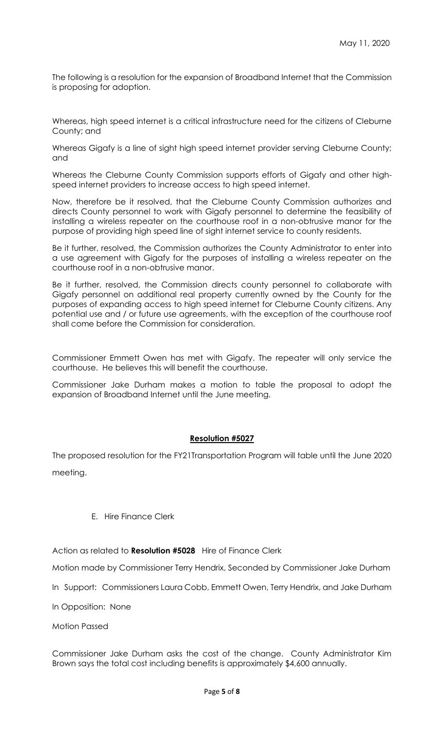May 11, 2020

The following is a resolution for the expansion of Broadband Internet that the Commission is proposing for adoption.

Whereas, high speed internet is a critical infrastructure need for the citizens of Cleburne County; and

Whereas Gigafy is a line of sight high speed internet provider serving Cleburne County; and

Whereas the Cleburne County Commission supports efforts of Gigafy and other high-speed internet providers to increase access to high speed internet.

Now, therefore be it resolved, that the Cleburne County Commission authorizes and directs County personnel to work with Gigafy personnel to determine the feasibility of installing a wireless repeater on the courthouse roof in a non-obtrusive manor for the purpose of providing high speed line of sight internet service to county residents.

Be it further, resolved, the Commission authorizes the County Administrator to enter into a use agreement with Gigafy for the purposes of installing a wireless repeater on the courthouse roof in a non-obtrusive manor.

Be it further, resolved, the Commission directs county personnel to collaborate with Gigafy personnel on additional real property currently owned by the County for the purposes of expanding access to high speed internet for Cleburne County citizens. Any potential use and / or future use agreements, with the exception of the courthouse roof shall come before the Commission for consideration.

Commissioner Emmett Owen has met with Gigafy. The repeater will only service the courthouse. He believes this will benefit the courthouse.

Commissioner Jake Durham makes a motion to table the proposal to adopt the expansion of Broadband Internet until the June meeting.

**Resolution #5027**

The proposed resolution for the FY21Transportation Program will table until the June 2020 meeting.

E. Hire Finance Clerk

Action as related to **Resolution #5028** Hire of Finance Clerk

Motion made by Commissioner Terry Hendrix, Seconded by Commissioner Jake Durham

In Support: Commissioners Laura Cobb, Emmett Owen, Terry Hendrix, and Jake Durham

In Opposition: None

Motion Passed

Commissioner Jake Durham asks the cost of the change. County Administrator Kim Brown says the total cost including benefits is approximately $4,600 annually.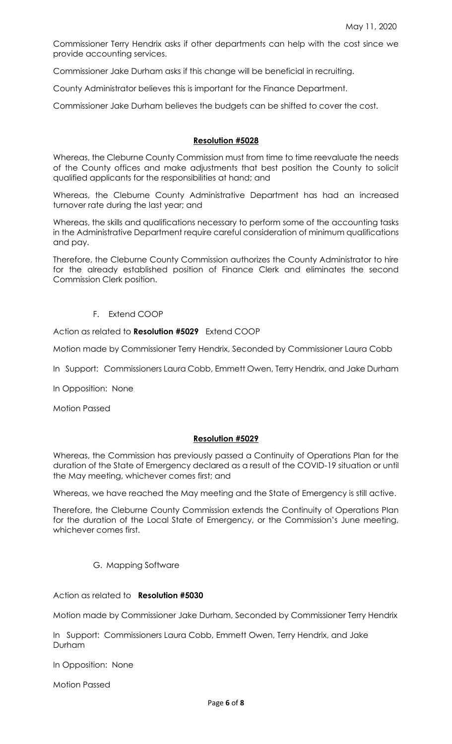Commissioner Terry Hendrix asks if other departments can help with the cost since we provide accounting services.

Commissioner Jake Durham asks if this change will be beneficial in recruiting.

County Administrator believes this is important for the Finance Department.

Commissioner Jake Durham believes the budgets can be shifted to cover the cost.

**Resolution #5028**

Whereas, the Cleburne County Commission must from time to time reevaluate the needs of the County offices and make adjustments that best position the County to solicit qualified applicants for the responsibilities at hand; and

Whereas, the Cleburne County Administrative Department has had an increased turnover rate during the last year; and

Whereas, the skills and qualifications necessary to perform some of the accounting tasks in the Administrative Department require careful consideration of minimum qualifications and pay.

Therefore, the Cleburne County Commission authorizes the County Administrator to hire for the already established position of Finance Clerk and eliminates the second Commission Clerk position.

F. Extend COOP

Action as related to **Resolution #5029** Extend COOP

Motion made by Commissioner Terry Hendrix, Seconded by Commissioner Laura Cobb

In Support: Commissioners Laura Cobb, Emmett Owen, Terry Hendrix, and Jake Durham

In Opposition: None

Motion Passed

**Resolution #5029**

Whereas, the Commission has previously passed a Continuity of Operations Plan for the duration of the State of Emergency declared as a result of the COVID-19 situation or until the May meeting, whichever comes first; and

Whereas, we have reached the May meeting and the State of Emergency is still active.

Therefore, the Cleburne County Commission extends the Continuity of Operations Plan for the duration of the Local State of Emergency, or the Commission's June meeting, whichever comes first.

G. Mapping Software

Action as related to **Resolution #5030**

Motion made by Commissioner Jake Durham, Seconded by Commissioner Terry Hendrix

In Support: Commissioners Laura Cobb, Emmett Owen, Terry Hendrix, and Jake Durham

In Opposition: None

Motion Passed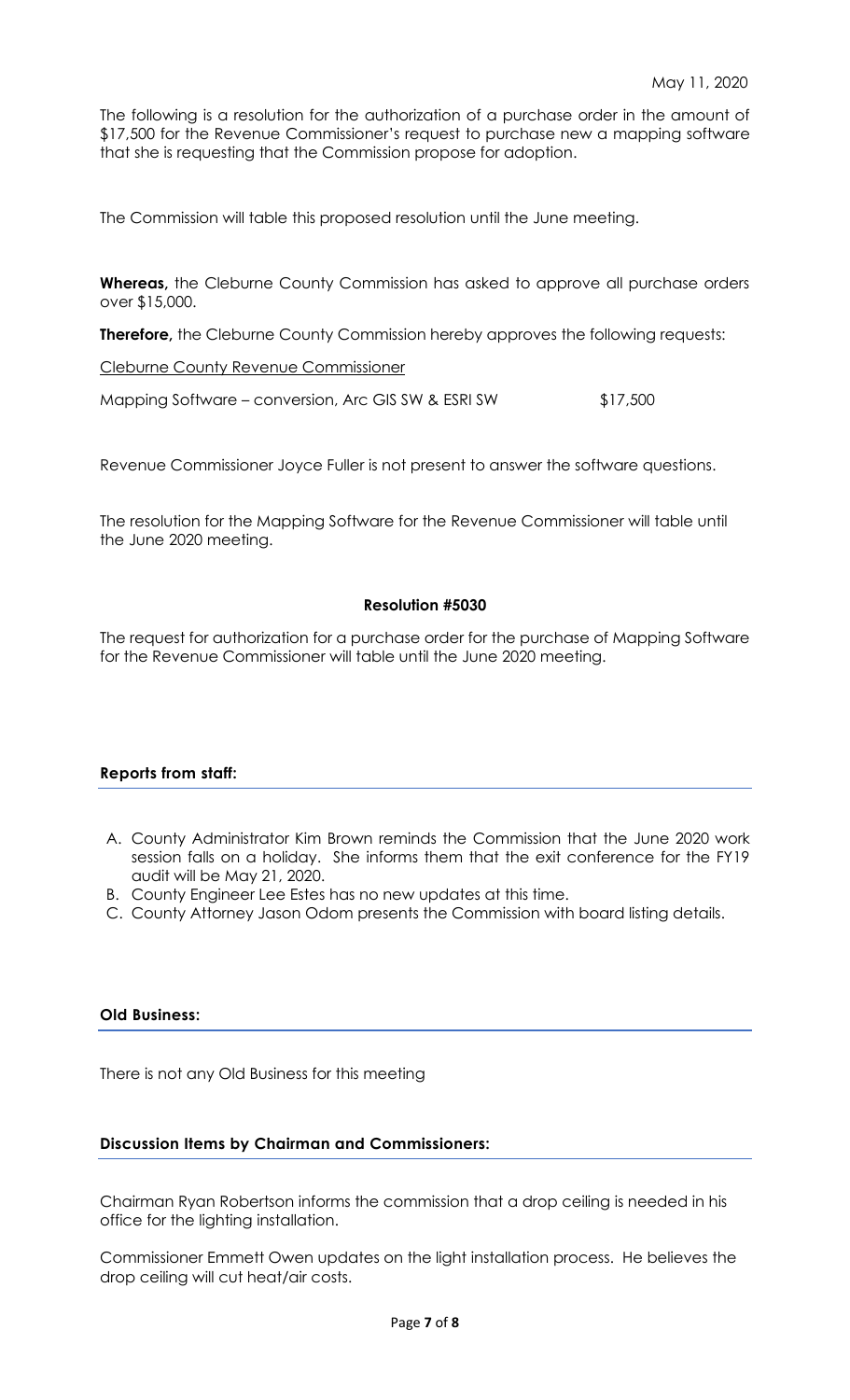May 11, 2020

The following is a resolution for the authorization of a purchase order in the amount of $17,500 for the Revenue Commissioner's request to purchase new a mapping software that she is requesting that the Commission propose for adoption.

The Commission will table this proposed resolution until the June meeting.

**Whereas,** the Cleburne County Commission has asked to approve all purchase orders over $15,000.

**Therefore,** the Cleburne County Commission hereby approves the following requests:

Cleburne County Revenue Commissioner

Mapping Software – conversion, Arc GIS SW & ESRI SW $17,500

Revenue Commissioner Joyce Fuller is not present to answer the software questions.

The resolution for the Mapping Software for the Revenue Commissioner will table until the June 2020 meeting.

**Resolution #5030**

The request for authorization for a purchase order for the purchase of Mapping Software for the Revenue Commissioner will table until the June 2020 meeting.

**Reports from staff:**

A. County Administrator Kim Brown reminds the Commission that the June 2020 work session falls on a holiday. She informs them that the exit conference for the FY19 audit will be May 21, 2020.
B. County Engineer Lee Estes has no new updates at this time.
C. County Attorney Jason Odom presents the Commission with board listing details.

**Old Business:**

There is not any Old Business for this meeting

**Discussion Items by Chairman and Commissioners:**

Chairman Ryan Robertson informs the commission that a drop ceiling is needed in his office for the lighting installation.

Commissioner Emmett Owen updates on the light installation process. He believes the drop ceiling will cut heat/air costs.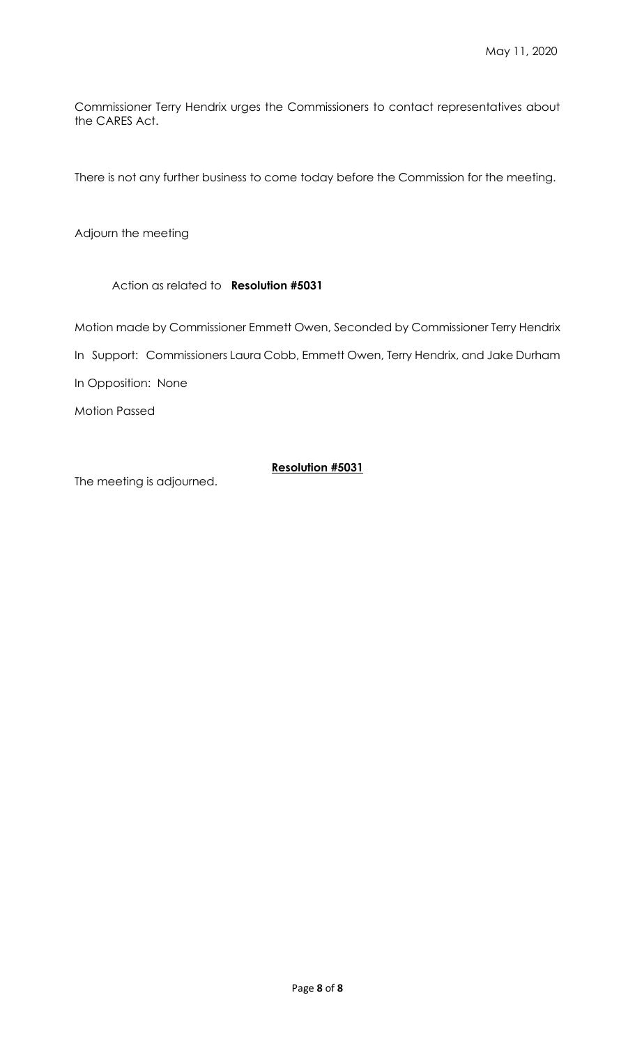Commissioner Terry Hendrix urges the Commissioners to contact representatives about the CARES Act.

There is not any further business to come today before the Commission for the meeting.

Adjourn the meeting

Action as related to **Resolution #5031**

Motion made by Commissioner Emmett Owen, Seconded by Commissioner Terry Hendrix

In Support: Commissioners Laura Cobb, Emmett Owen, Terry Hendrix, and Jake Durham

In Opposition: None

Motion Passed

**Resolution #5031**

The meeting is adjourned.